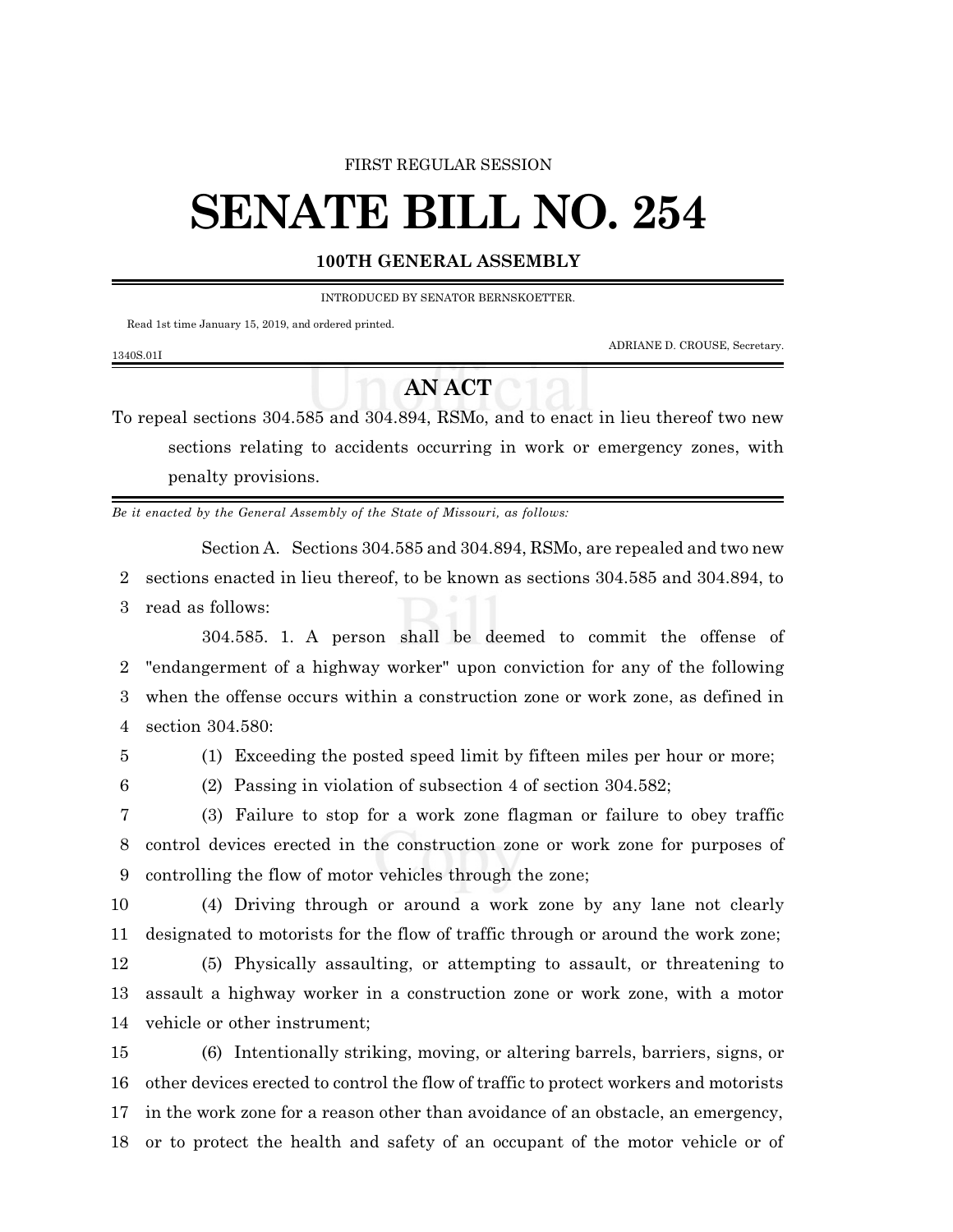FIRST REGULAR SESSION

# SENATE BILL NO. 254

**100TH GENERAL ASSEMBLY**

INTRODUCED BY SENATOR BERNSKOETTER.

Read 1st time January 15, 2019, and ordered printed.

ADRIANE D. CROUSE, Secretary.

1340S.01I

## AN ACT

To repeal sections 304.585 and 304.894, RSMo, and to enact in lieu thereof two new sections relating to accidents occurring in work or emergency zones, with penalty provisions.

*Be it enacted by the General Assembly of the State of Missouri, as follows:*

Section A. Sections 304.585 and 304.894, RSMo, are repealed and two new sections enacted in lieu thereof, to be known as sections 304.585 and 304.894, to read as follows:

304.585. 1. A person shall be deemed to commit the offense of "endangerment of a highway worker" upon conviction for any of the following when the offense occurs within a construction zone or work zone, as defined in section 304.580:

(1) Exceeding the posted speed limit by fifteen miles per hour or more;

(2) Passing in violation of subsection 4 of section 304.582;

(3) Failure to stop for a work zone flagman or failure to obey traffic control devices erected in the construction zone or work zone for purposes of controlling the flow of motor vehicles through the zone;

(4) Driving through or around a work zone by any lane not clearly designated to motorists for the flow of traffic through or around the work zone;

(5) Physically assaulting, or attempting to assault, or threatening to assault a highway worker in a construction zone or work zone, with a motor vehicle or other instrument;

(6) Intentionally striking, moving, or altering barrels, barriers, signs, or other devices erected to control the flow of traffic to protect workers and motorists in the work zone for a reason other than avoidance of an obstacle, an emergency, or to protect the health and safety of an occupant of the motor vehicle or of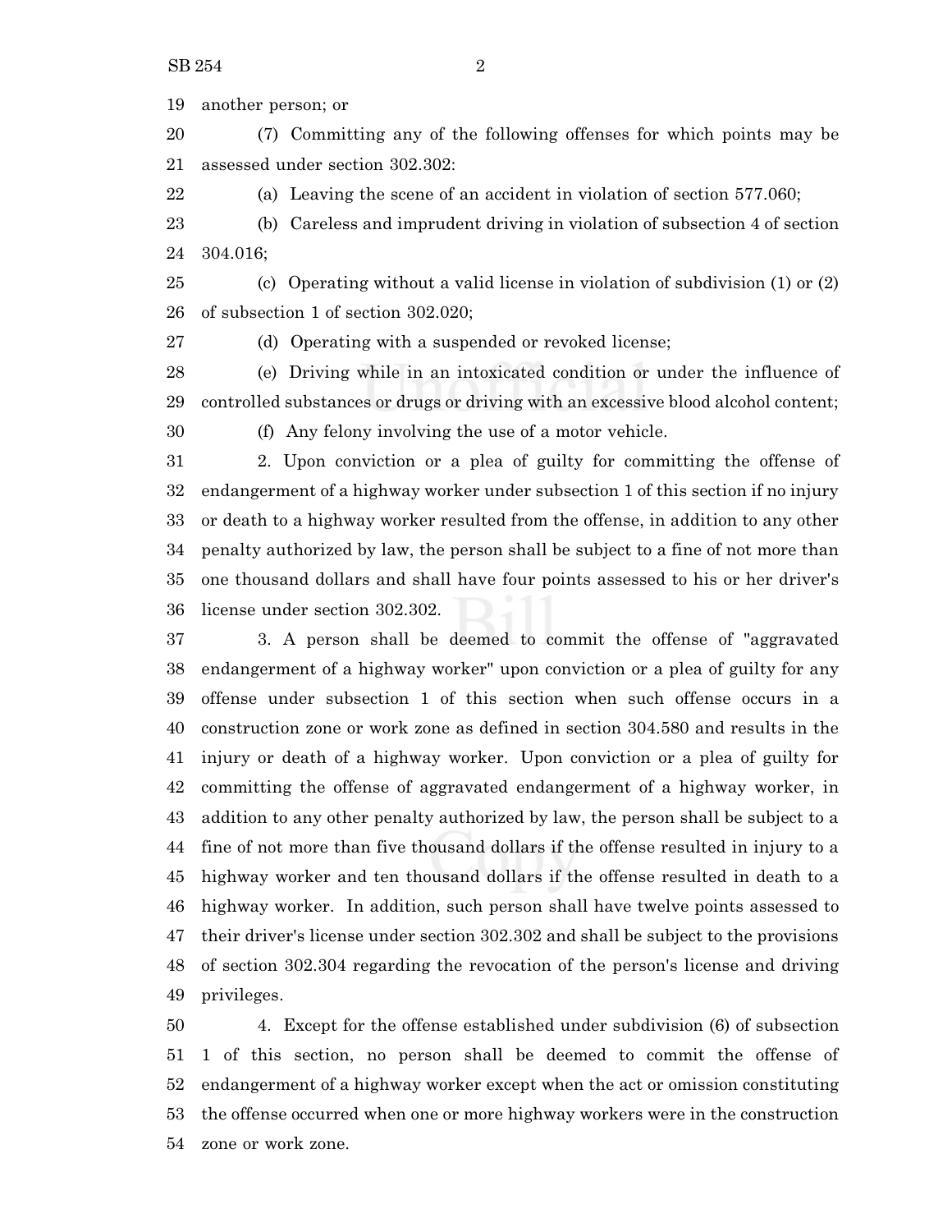another person; or

(7) Committing any of the following offenses for which points may be assessed under section 302.302:

(a) Leaving the scene of an accident in violation of section 577.060;

(b) Careless and imprudent driving in violation of subsection 4 of section 304.016;

(c) Operating without a valid license in violation of subdivision (1) or (2) of subsection 1 of section 302.020;

(d) Operating with a suspended or revoked license;

(e) Driving while in an intoxicated condition or under the influence of controlled substances or drugs or driving with an excessive blood alcohol content;

(f) Any felony involving the use of a motor vehicle.

2. Upon conviction or a plea of guilty for committing the offense of endangerment of a highway worker under subsection 1 of this section if no injury or death to a highway worker resulted from the offense, in addition to any other penalty authorized by law, the person shall be subject to a fine of not more than one thousand dollars and shall have four points assessed to his or her driver's license under section 302.302.

3. A person shall be deemed to commit the offense of "aggravated endangerment of a highway worker" upon conviction or a plea of guilty for any offense under subsection 1 of this section when such offense occurs in a construction zone or work zone as defined in section 304.580 and results in the injury or death of a highway worker. Upon conviction or a plea of guilty for committing the offense of aggravated endangerment of a highway worker, in addition to any other penalty authorized by law, the person shall be subject to a fine of not more than five thousand dollars if the offense resulted in injury to a highway worker and ten thousand dollars if the offense resulted in death to a highway worker. In addition, such person shall have twelve points assessed to their driver's license under section 302.302 and shall be subject to the provisions of section 302.304 regarding the revocation of the person's license and driving privileges.

4. Except for the offense established under subdivision (6) of subsection 1 of this section, no person shall be deemed to commit the offense of endangerment of a highway worker except when the act or omission constituting the offense occurred when one or more highway workers were in the construction zone or work zone.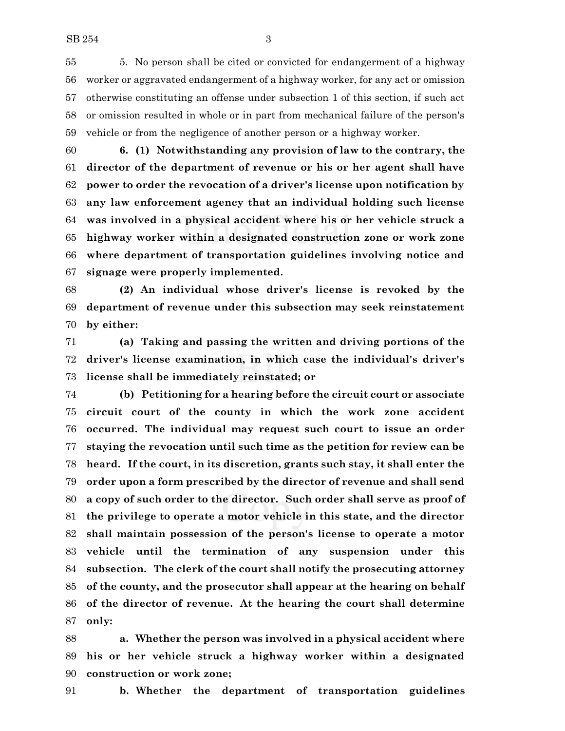5. No person shall be cited or convicted for endangerment of a highway worker or aggravated endangerment of a highway worker, for any act or omission otherwise constituting an offense under subsection 1 of this section, if such act or omission resulted in whole or in part from mechanical failure of the person's vehicle or from the negligence of another person or a highway worker.

**6. (1) Notwithstanding any provision of law to the contrary, the director of the department of revenue or his or her agent shall have power to order the revocation of a driver's license upon notification by any law enforcement agency that an individual holding such license was involved in a physical accident where his or her vehicle struck a highway worker within a designated construction zone or work zone where department of transportation guidelines involving notice and signage were properly implemented.**

**(2) An individual whose driver's license is revoked by the department of revenue under this subsection may seek reinstatement by either:**

**(a) Taking and passing the written and driving portions of the driver's license examination, in which case the individual's driver's license shall be immediately reinstated; or**

**(b) Petitioning for a hearing before the circuit court or associate circuit court of the county in which the work zone accident occurred. The individual may request such court to issue an order staying the revocation until such time as the petition for review can be heard. If the court, in its discretion, grants such stay, it shall enter the order upon a form prescribed by the director of revenue and shall send a copy of such order to the director. Such order shall serve as proof of the privilege to operate a motor vehicle in this state, and the director shall maintain possession of the person's license to operate a motor vehicle until the termination of any suspension under this subsection. The clerk of the court shall notify the prosecuting attorney of the county, and the prosecutor shall appear at the hearing on behalf of the director of revenue. At the hearing the court shall determine only:**

**a. Whether the person was involved in a physical accident where his or her vehicle struck a highway worker within a designated construction or work zone;**

**b. Whether the department of transportation guidelines**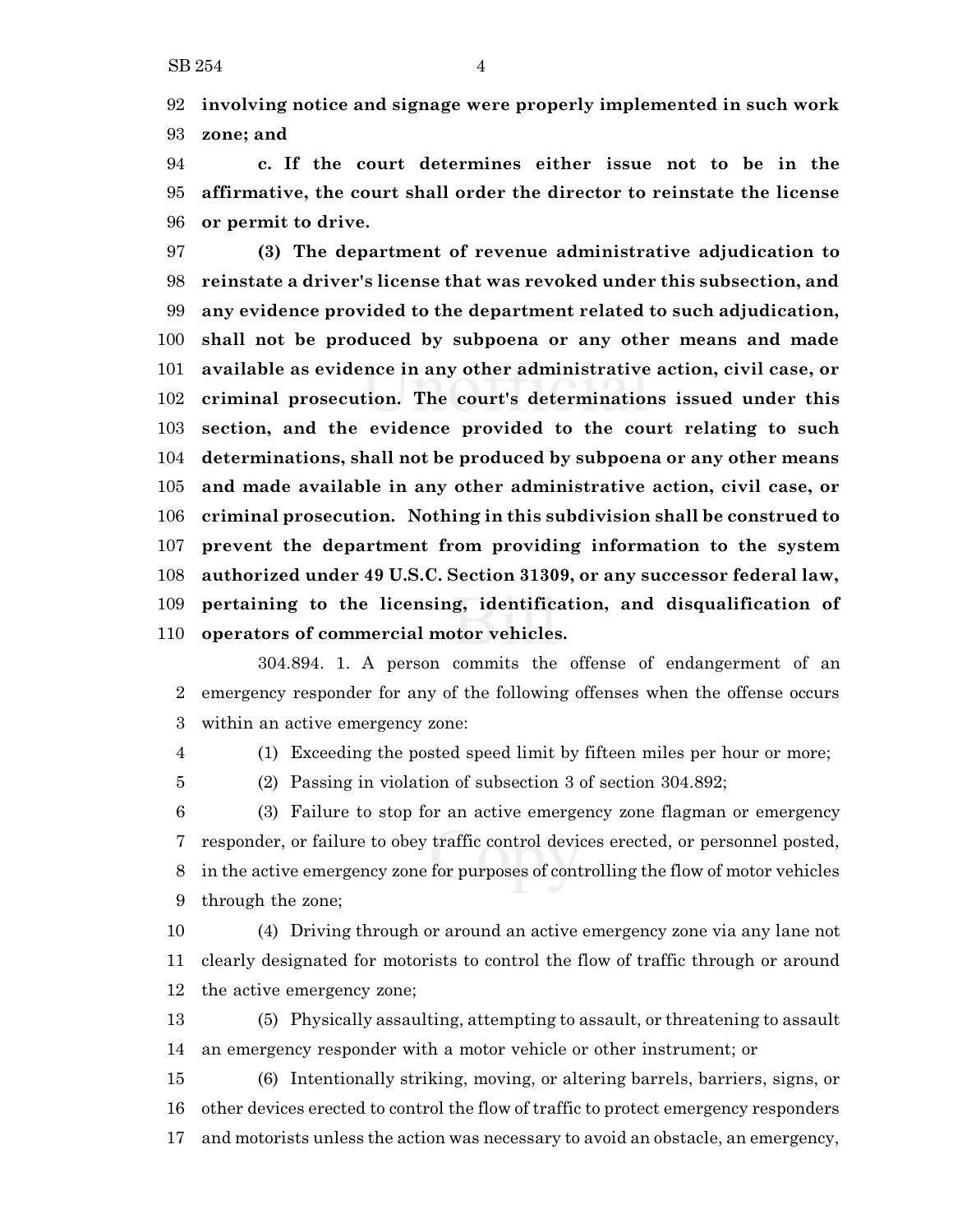**involving notice and signage were properly implemented in such work zone; and**

**c. If the court determines either issue not to be in the affirmative, the court shall order the director to reinstate the license or permit to drive.**

**(3) The department of revenue administrative adjudication to reinstate a driver's license that was revoked under this subsection, and any evidence provided to the department related to such adjudication, shall not be produced by subpoena or any other means and made available as evidence in any other administrative action, civil case, or criminal prosecution. The court's determinations issued under this section, and the evidence provided to the court relating to such determinations, shall not be produced by subpoena or any other means and made available in any other administrative action, civil case, or criminal prosecution. Nothing in this subdivision shall be construed to prevent the department from providing information to the system authorized under 49 U.S.C. Section 31309, or any successor federal law, pertaining to the licensing, identification, and disqualification of operators of commercial motor vehicles.**

304.894. 1. A person commits the offense of endangerment of an emergency responder for any of the following offenses when the offense occurs within an active emergency zone:

(1) Exceeding the posted speed limit by fifteen miles per hour or more;

(2) Passing in violation of subsection 3 of section 304.892;

(3) Failure to stop for an active emergency zone flagman or emergency responder, or failure to obey traffic control devices erected, or personnel posted, in the active emergency zone for purposes of controlling the flow of motor vehicles through the zone;

(4) Driving through or around an active emergency zone via any lane not clearly designated for motorists to control the flow of traffic through or around the active emergency zone;

(5) Physically assaulting, attempting to assault, or threatening to assault an emergency responder with a motor vehicle or other instrument; or

(6) Intentionally striking, moving, or altering barrels, barriers, signs, or other devices erected to control the flow of traffic to protect emergency responders and motorists unless the action was necessary to avoid an obstacle, an emergency,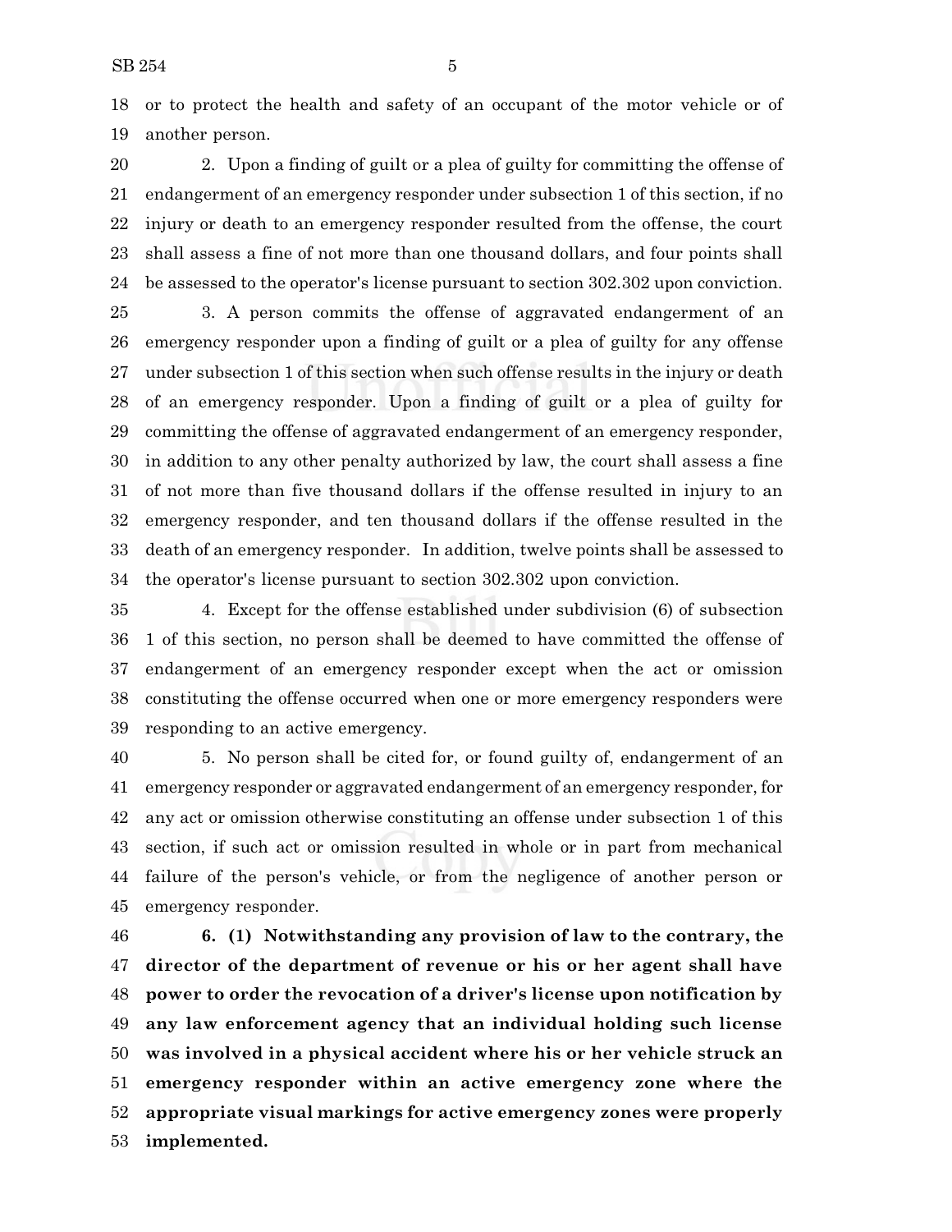or to protect the health and safety of an occupant of the motor vehicle or of another person.

2. Upon a finding of guilt or a plea of guilty for committing the offense of endangerment of an emergency responder under subsection 1 of this section, if no injury or death to an emergency responder resulted from the offense, the court shall assess a fine of not more than one thousand dollars, and four points shall be assessed to the operator's license pursuant to section 302.302 upon conviction.

3. A person commits the offense of aggravated endangerment of an emergency responder upon a finding of guilt or a plea of guilty for any offense under subsection 1 of this section when such offense results in the injury or death of an emergency responder. Upon a finding of guilt or a plea of guilty for committing the offense of aggravated endangerment of an emergency responder, in addition to any other penalty authorized by law, the court shall assess a fine of not more than five thousand dollars if the offense resulted in injury to an emergency responder, and ten thousand dollars if the offense resulted in the death of an emergency responder. In addition, twelve points shall be assessed to the operator's license pursuant to section 302.302 upon conviction.

4. Except for the offense established under subdivision (6) of subsection 1 of this section, no person shall be deemed to have committed the offense of endangerment of an emergency responder except when the act or omission constituting the offense occurred when one or more emergency responders were responding to an active emergency.

5. No person shall be cited for, or found guilty of, endangerment of an emergency responder or aggravated endangerment of an emergency responder, for any act or omission otherwise constituting an offense under subsection 1 of this section, if such act or omission resulted in whole or in part from mechanical failure of the person's vehicle, or from the negligence of another person or emergency responder.

**6. (1) Notwithstanding any provision of law to the contrary, the director of the department of revenue or his or her agent shall have power to order the revocation of a driver's license upon notification by any law enforcement agency that an individual holding such license was involved in a physical accident where his or her vehicle struck an emergency responder within an active emergency zone where the appropriate visual markings for active emergency zones were properly implemented.**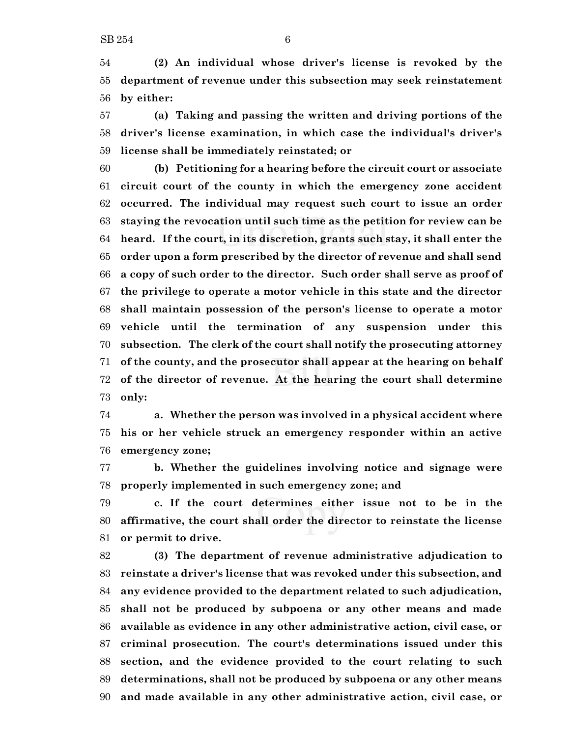**(2) An individual whose driver's license is revoked by the department of revenue under this subsection may seek reinstatement by either:**

**(a) Taking and passing the written and driving portions of the driver's license examination, in which case the individual's driver's license shall be immediately reinstated; or**

**(b) Petitioning for a hearing before the circuit court or associate circuit court of the county in which the emergency zone accident occurred. The individual may request such court to issue an order staying the revocation until such time as the petition for review can be heard. If the court, in its discretion, grants such stay, it shall enter the order upon a form prescribed by the director of revenue and shall send a copy of such order to the director. Such order shall serve as proof of the privilege to operate a motor vehicle in this state and the director shall maintain possession of the person's license to operate a motor vehicle until the termination of any suspension under this subsection. The clerk of the court shall notify the prosecuting attorney of the county, and the prosecutor shall appear at the hearing on behalf of the director of revenue. At the hearing the court shall determine only:**

**a. Whether the person was involved in a physical accident where his or her vehicle struck an emergency responder within an active emergency zone;**

**b. Whether the guidelines involving notice and signage were properly implemented in such emergency zone; and**

**c. If the court determines either issue not to be in the affirmative, the court shall order the director to reinstate the license or permit to drive.**

**(3) The department of revenue administrative adjudication to reinstate a driver's license that was revoked under this subsection, and any evidence provided to the department related to such adjudication, shall not be produced by subpoena or any other means and made available as evidence in any other administrative action, civil case, or criminal prosecution. The court's determinations issued under this section, and the evidence provided to the court relating to such determinations, shall not be produced by subpoena or any other means and made available in any other administrative action, civil case, or**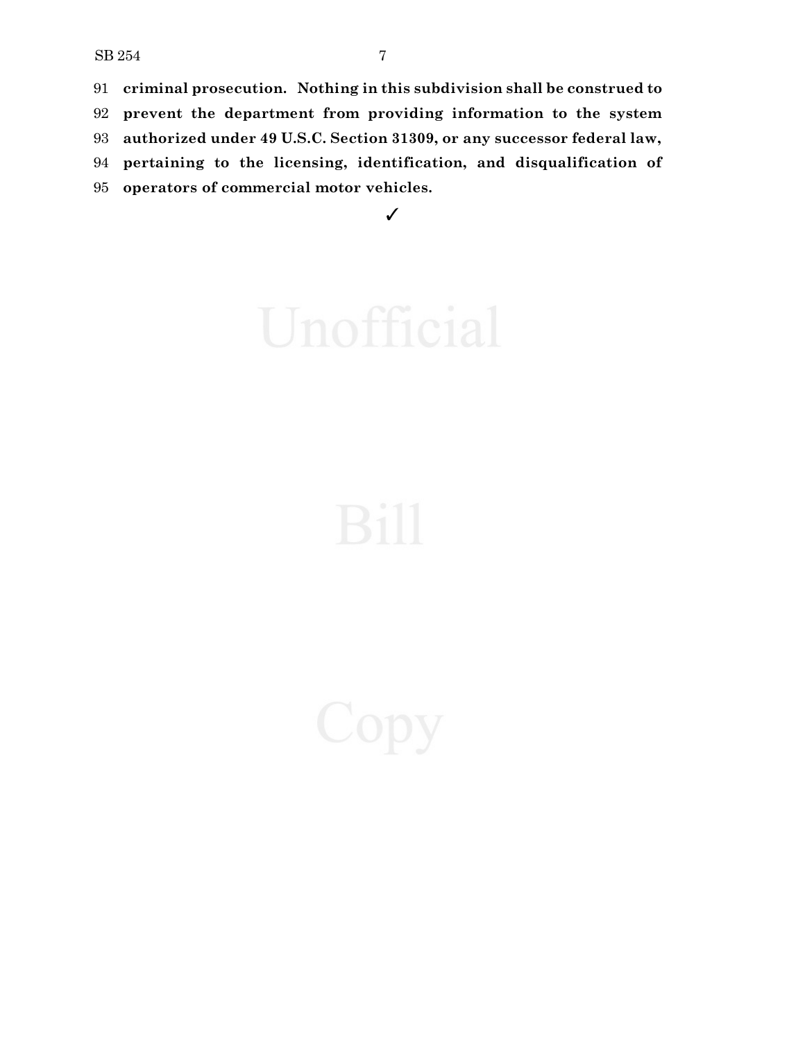91 **criminal prosecution. Nothing in this subdivision shall be construed to**
92 **prevent the department from providing information to the system**
93 **authorized under 49 U.S.C. Section 31309, or any successor federal law,**
94 **pertaining to the licensing, identification, and disqualification of**
95 **operators of commercial motor vehicles.**

✓